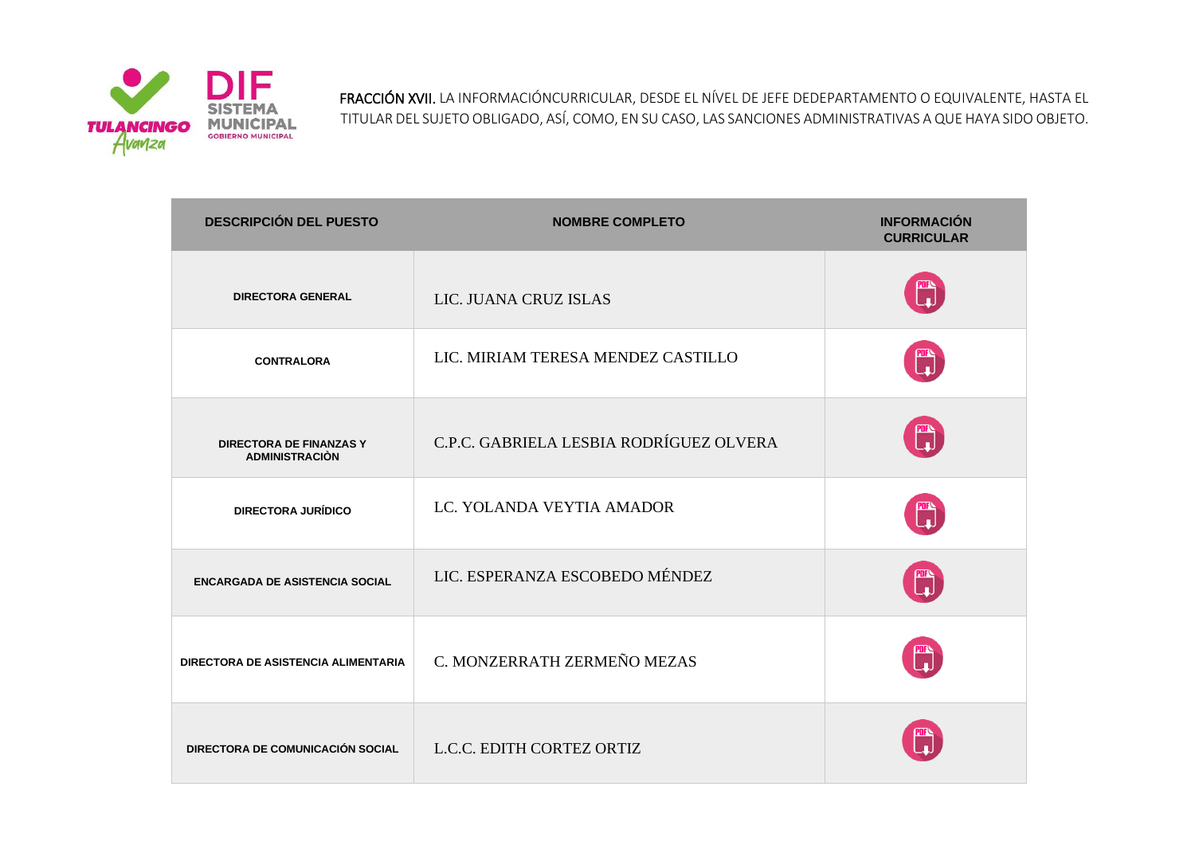**FRACCIÓN XVII.** LA INFORMACIÓNCURRICULAR, DESDE EL NÍVEL DE JEFE DEDEPARTAMENTO O EQUIVALENTE, HASTA EL TITULAR DEL SUJETO OBLIGADO, ASÍ, COMO, EN SU CASO, LAS SANCIONES ADMINISTRATIVAS A QUE HAYA SIDO OBJETO.

| DESCRIPCIÓN DEL PUESTO | NOMBRE COMPLETO | INFORMACIÓN CURRICULAR |
|---|---|---|
| DIRECTORA GENERAL | LIC. JUANA CRUZ ISLAS | PDF |
| CONTRALORA | LIC. MIRIAM TERESA MENDEZ CASTILLO | PDF |
| DIRECTORA DE FINANZAS Y ADMINISTRACIÒN | C.P.C. GABRIELA LESBIA RODRÍGUEZ OLVERA | PDF |
| DIRECTORA JURÍDICO | LC. YOLANDA VEYTIA AMADOR | PDF |
| ENCARGADA DE ASISTENCIA SOCIAL | LIC. ESPERANZA ESCOBEDO MÉNDEZ | PDF |
| DIRECTORA DE ASISTENCIA ALIMENTARIA | C. MONZERRATH ZERMEÑO MEZAS | PDF |
| DIRECTORA DE COMUNICACIÓN SOCIAL | L.C.C. EDITH CORTEZ ORTIZ | PDF |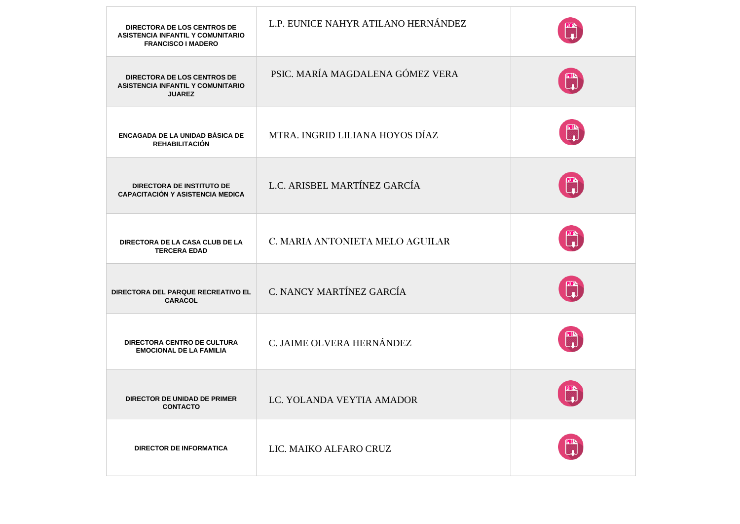| | | |
|---|---|---|
| **DIRECTORA DE LOS CENTROS DE ASISTENCIA INFANTIL Y COMUNITARIO FRANCISCO I MADERO** | L.P. EUNICE NAHYR ATILANO HERNÁNDEZ | |
| **DIRECTORA DE LOS CENTROS DE ASISTENCIA INFANTIL Y COMUNITARIO JUAREZ** | PSIC. MARÍA MAGDALENA GÓMEZ VERA | |
| **ENCAGADA DE LA UNIDAD BÁSICA DE REHABILITACIÓN** | MTRA. INGRID LILIANA HOYOS DÍAZ | |
| **DIRECTORA DE INSTITUTO DE CAPACITACIÓN Y ASISTENCIA MEDICA** | L.C. ARISBEL MARTÍNEZ GARCÍA | |
| **DIRECTORA DE LA CASA CLUB DE LA TERCERA EDAD** | C. MARIA ANTONIETA MELO AGUILAR | |
| **DIRECTORA DEL PARQUE RECREATIVO EL CARACOL** | C. NANCY MARTÍNEZ GARCÍA | |
| **DIRECTORA CENTRO DE CULTURA EMOCIONAL DE LA FAMILIA** | C. JAIME OLVERA HERNÁNDEZ | |
| **DIRECTOR DE UNIDAD DE PRIMER CONTACTO** | LC. YOLANDA VEYTIA AMADOR | |
| **DIRECTOR DE INFORMATICA** | LIC. MAIKO ALFARO CRUZ | |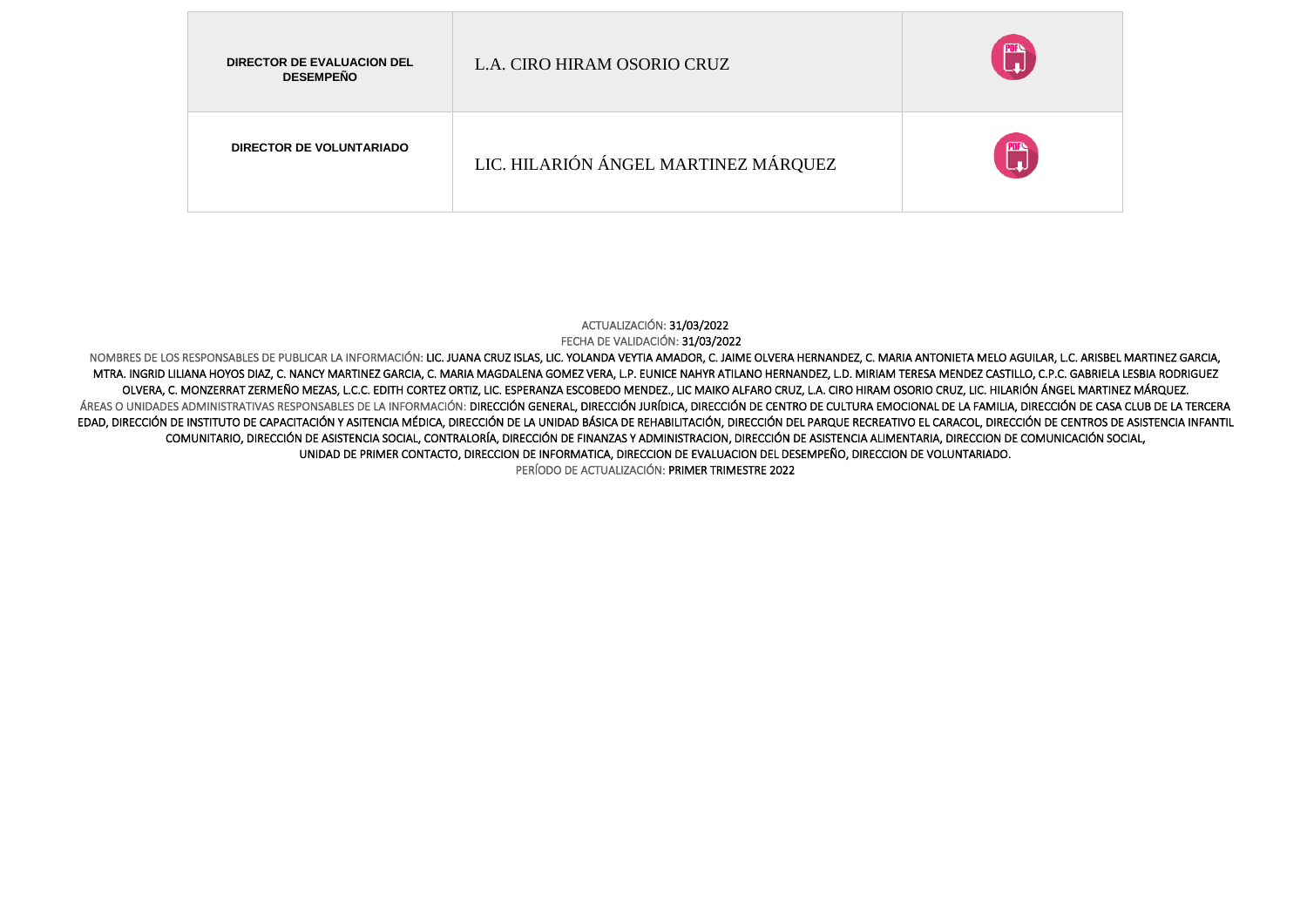| | | |
|---|---|---|
| DIRECTOR DE EVALUACION DEL DESEMPEÑO | L.A. CIRO HIRAM OSORIO CRUZ | |
| DIRECTOR DE VOLUNTARIADO | LIC. HILARIÓN ÁNGEL MARTINEZ MÁRQUEZ | |

ACTUALIZACIÓN: 31/03/2022

FECHA DE VALIDACIÓN: 31/03/2022

NOMBRES DE LOS RESPONSABLES DE PUBLICAR LA INFORMACIÓN: LIC. JUANA CRUZ ISLAS, LIC. YOLANDA VEYTIA AMADOR, C. JAIME OLVERA HERNANDEZ, C. MARIA ANTONIETA MELO AGUILAR, L.C. ARISBEL MARTINEZ GARCIA, MTRA. INGRID LILIANA HOYOS DIAZ, C. NANCY MARTINEZ GARCIA, C. MARIA MAGDALENA GOMEZ VERA, L.P. EUNICE NAHYR ATILANO HERNANDEZ, L.D. MIRIAM TERESA MENDEZ CASTILLO, C.P.C. GABRIELA LESBIA RODRIGUEZ OLVERA, C. MONZERRAT ZERMEÑO MEZAS, L.C.C. EDITH CORTEZ ORTIZ, LIC. ESPERANZA ESCOBEDO MENDEZ., LIC MAIKO ALFARO CRUZ, L.A. CIRO HIRAM OSORIO CRUZ, LIC. HILARIÓN ÁNGEL MARTINEZ MÁRQUEZ.

ÁREAS O UNIDADES ADMINISTRATIVAS RESPONSABLES DE LA INFORMACIÓN: DIRECCIÓN GENERAL, DIRECCIÓN JURÍDICA, DIRECCIÓN DE CENTRO DE CULTURA EMOCIONAL DE LA FAMILIA, DIRECCIÓN DE CASA CLUB DE LA TERCERA EDAD, DIRECCIÓN DE INSTITUTO DE CAPACITACIÓN Y ASITENCIA MÉDICA, DIRECCIÓN DE LA UNIDAD BÁSICA DE REHABILITACIÓN, DIRECCIÓN DEL PARQUE RECREATIVO EL CARACOL, DIRECCIÓN DE CENTROS DE ASISTENCIA INFANTIL COMUNITARIO, DIRECCIÓN DE ASISTENCIA SOCIAL, CONTRALORÍA, DIRECCIÓN DE FINANZAS Y ADMINISTRACION, DIRECCIÓN DE ASISTENCIA ALIMENTARIA, DIRECCION DE COMUNICACIÓN SOCIAL, UNIDAD DE PRIMER CONTACTO, DIRECCION DE INFORMATICA, DIRECCION DE EVALUACION DEL DESEMPEÑO, DIRECCION DE VOLUNTARIADO.

PERÍODO DE ACTUALIZACIÓN: PRIMER TRIMESTRE 2022